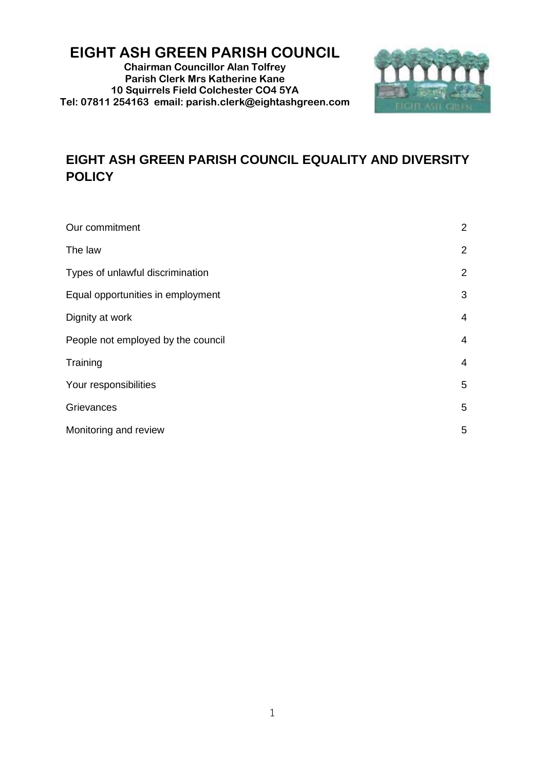# EIGHT ASH GREEN PARISH COUNCIL

**Chairman Councillor Alan Tolfrey**
**Parish Clerk Mrs Katherine Kane**
**10 Squirrels Field Colchester CO4 5YA**
**Tel: 07811 254163 email: parish.clerk@eightashgreen.com**

## EIGHT ASH GREEN PARISH COUNCIL EQUALITY AND DIVERSITY POLICY

| | |
|---|---|
| Our commitment | 2 |
| The law | 2 |
| Types of unlawful discrimination | 2 |
| Equal opportunities in employment | 3 |
| Dignity at work | 4 |
| People not employed by the council | 4 |
| Training | 4 |
| Your responsibilities | 5 |
| Grievances | 5 |
| Monitoring and review | 5 |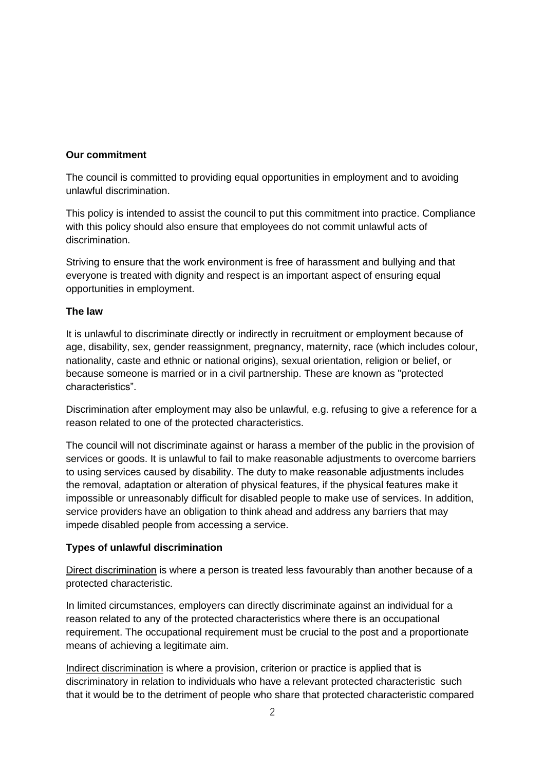**Our commitment**

The council is committed to providing equal opportunities in employment and to avoiding unlawful discrimination.

This policy is intended to assist the council to put this commitment into practice. Compliance with this policy should also ensure that employees do not commit unlawful acts of discrimination.

Striving to ensure that the work environment is free of harassment and bullying and that everyone is treated with dignity and respect is an important aspect of ensuring equal opportunities in employment.

**The law**

It is unlawful to discriminate directly or indirectly in recruitment or employment because of age, disability, sex, gender reassignment, pregnancy, maternity, race (which includes colour, nationality, caste and ethnic or national origins), sexual orientation, religion or belief, or because someone is married or in a civil partnership. These are known as "protected characteristics".

Discrimination after employment may also be unlawful, e.g. refusing to give a reference for a reason related to one of the protected characteristics.

The council will not discriminate against or harass a member of the public in the provision of services or goods. It is unlawful to fail to make reasonable adjustments to overcome barriers to using services caused by disability. The duty to make reasonable adjustments includes the removal, adaptation or alteration of physical features, if the physical features make it impossible or unreasonably difficult for disabled people to make use of services. In addition, service providers have an obligation to think ahead and address any barriers that may impede disabled people from accessing a service.

**Types of unlawful discrimination**

Direct discrimination is where a person is treated less favourably than another because of a protected characteristic.

In limited circumstances, employers can directly discriminate against an individual for a reason related to any of the protected characteristics where there is an occupational requirement. The occupational requirement must be crucial to the post and a proportionate means of achieving a legitimate aim.

Indirect discrimination is where a provision, criterion or practice is applied that is discriminatory in relation to individuals who have a relevant protected characteristic such that it would be to the detriment of people who share that protected characteristic compared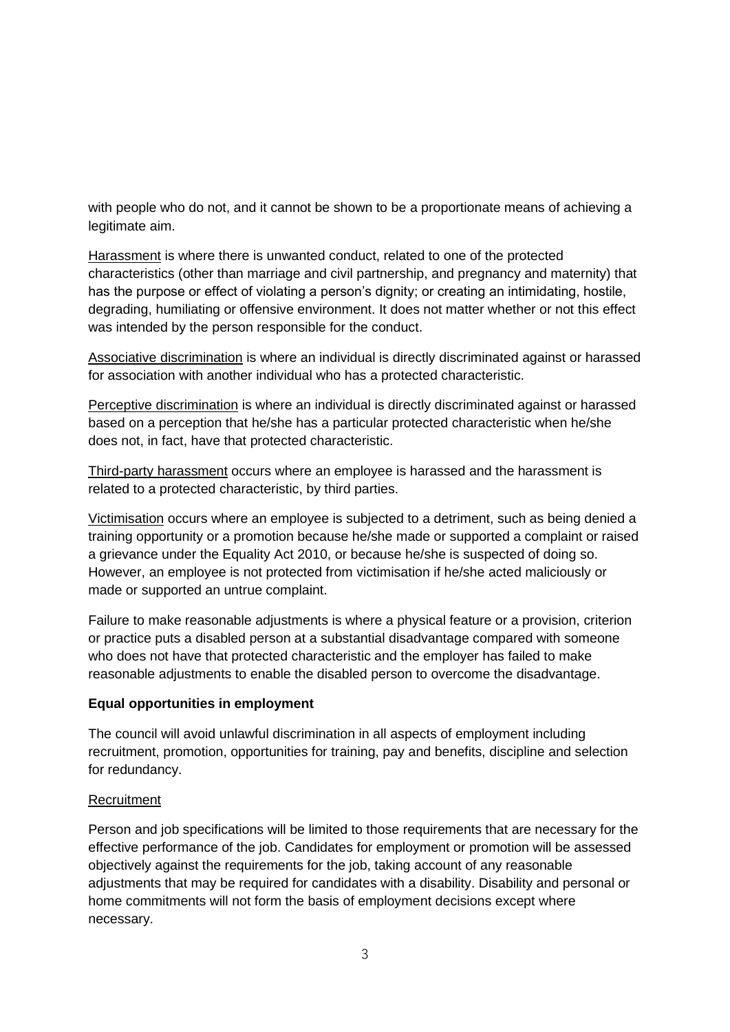with people who do not, and it cannot be shown to be a proportionate means of achieving a legitimate aim.

Harassment is where there is unwanted conduct, related to one of the protected characteristics (other than marriage and civil partnership, and pregnancy and maternity) that has the purpose or effect of violating a person's dignity; or creating an intimidating, hostile, degrading, humiliating or offensive environment. It does not matter whether or not this effect was intended by the person responsible for the conduct.

Associative discrimination is where an individual is directly discriminated against or harassed for association with another individual who has a protected characteristic.

Perceptive discrimination is where an individual is directly discriminated against or harassed based on a perception that he/she has a particular protected characteristic when he/she does not, in fact, have that protected characteristic.

Third-party harassment occurs where an employee is harassed and the harassment is related to a protected characteristic, by third parties.

Victimisation occurs where an employee is subjected to a detriment, such as being denied a training opportunity or a promotion because he/she made or supported a complaint or raised a grievance under the Equality Act 2010, or because he/she is suspected of doing so. However, an employee is not protected from victimisation if he/she acted maliciously or made or supported an untrue complaint.

Failure to make reasonable adjustments is where a physical feature or a provision, criterion or practice puts a disabled person at a substantial disadvantage compared with someone who does not have that protected characteristic and the employer has failed to make reasonable adjustments to enable the disabled person to overcome the disadvantage.

**Equal opportunities in employment**

The council will avoid unlawful discrimination in all aspects of employment including recruitment, promotion, opportunities for training, pay and benefits, discipline and selection for redundancy.

Recruitment

Person and job specifications will be limited to those requirements that are necessary for the effective performance of the job. Candidates for employment or promotion will be assessed objectively against the requirements for the job, taking account of any reasonable adjustments that may be required for candidates with a disability. Disability and personal or home commitments will not form the basis of employment decisions except where necessary.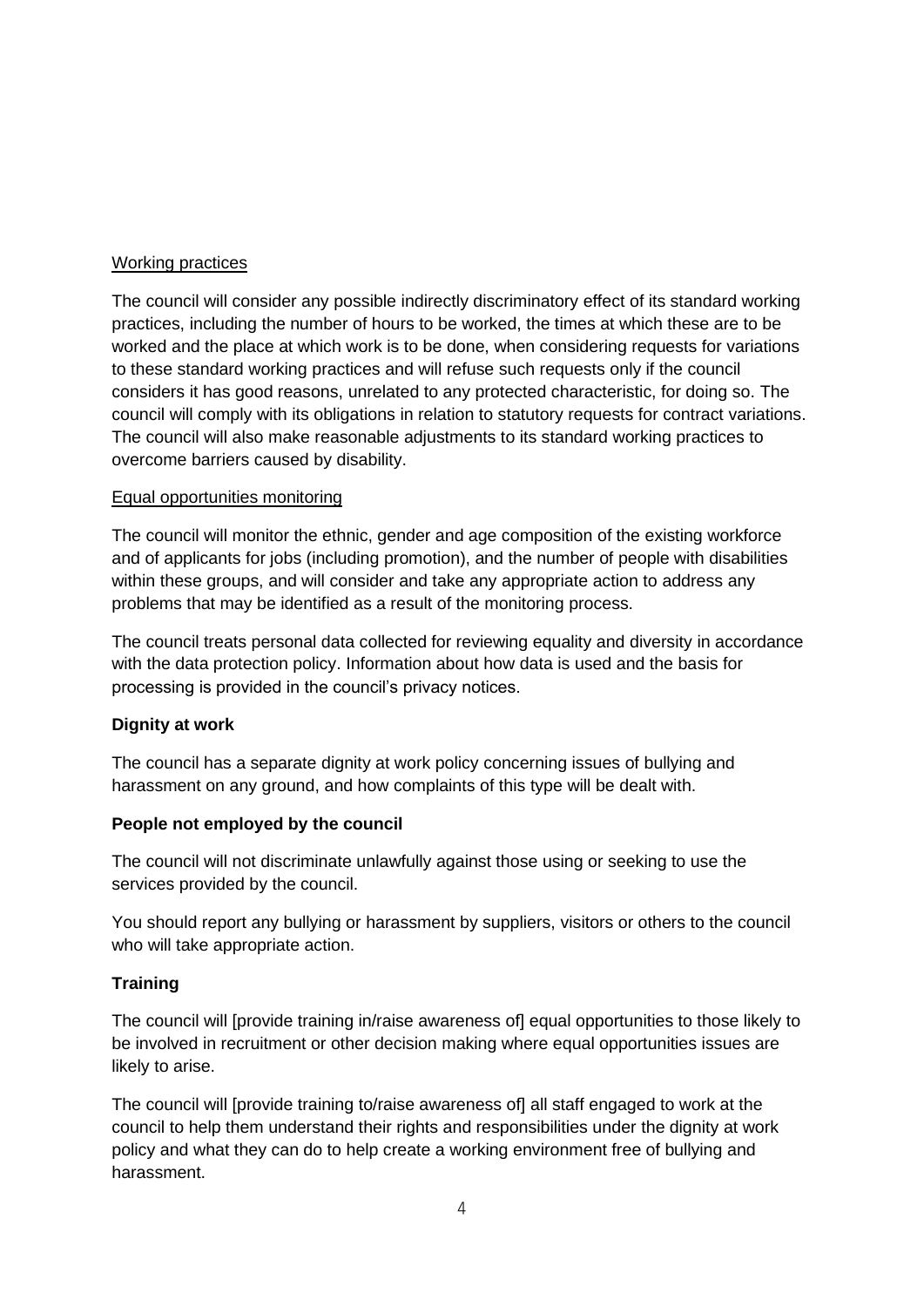Working practices

The council will consider any possible indirectly discriminatory effect of its standard working practices, including the number of hours to be worked, the times at which these are to be worked and the place at which work is to be done, when considering requests for variations to these standard working practices and will refuse such requests only if the council considers it has good reasons, unrelated to any protected characteristic, for doing so. The council will comply with its obligations in relation to statutory requests for contract variations. The council will also make reasonable adjustments to its standard working practices to overcome barriers caused by disability.

Equal opportunities monitoring

The council will monitor the ethnic, gender and age composition of the existing workforce and of applicants for jobs (including promotion), and the number of people with disabilities within these groups, and will consider and take any appropriate action to address any problems that may be identified as a result of the monitoring process.

The council treats personal data collected for reviewing equality and diversity in accordance with the data protection policy. Information about how data is used and the basis for processing is provided in the council's privacy notices.

**Dignity at work**

The council has a separate dignity at work policy concerning issues of bullying and harassment on any ground, and how complaints of this type will be dealt with.

**People not employed by the council**

The council will not discriminate unlawfully against those using or seeking to use the services provided by the council.

You should report any bullying or harassment by suppliers, visitors or others to the council who will take appropriate action.

**Training**

The council will [provide training in/raise awareness of] equal opportunities to those likely to be involved in recruitment or other decision making where equal opportunities issues are likely to arise.

The council will [provide training to/raise awareness of] all staff engaged to work at the council to help them understand their rights and responsibilities under the dignity at work policy and what they can do to help create a working environment free of bullying and harassment.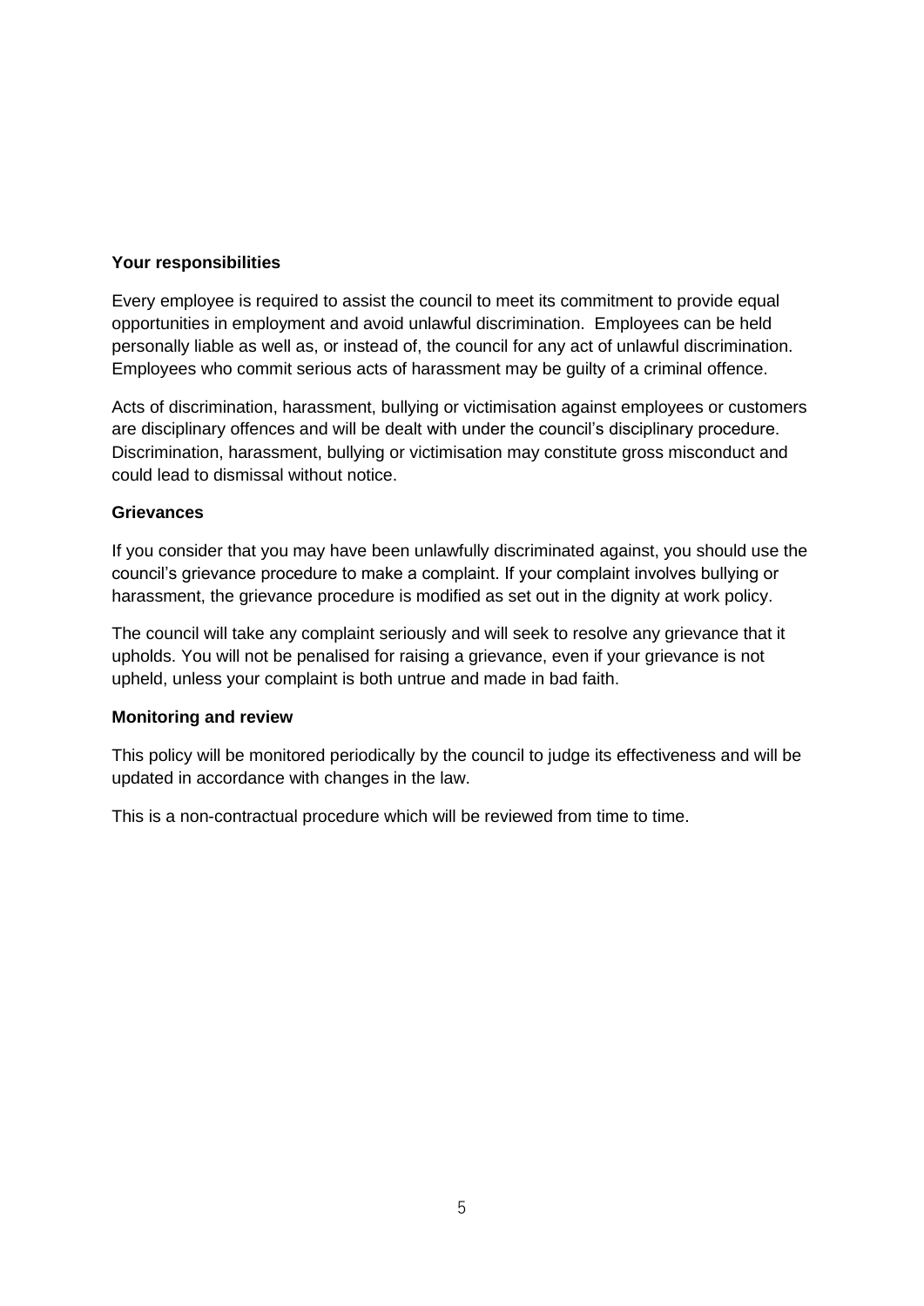**Your responsibilities**

Every employee is required to assist the council to meet its commitment to provide equal opportunities in employment and avoid unlawful discrimination. Employees can be held personally liable as well as, or instead of, the council for any act of unlawful discrimination. Employees who commit serious acts of harassment may be guilty of a criminal offence.

Acts of discrimination, harassment, bullying or victimisation against employees or customers are disciplinary offences and will be dealt with under the council's disciplinary procedure. Discrimination, harassment, bullying or victimisation may constitute gross misconduct and could lead to dismissal without notice.

**Grievances**

If you consider that you may have been unlawfully discriminated against, you should use the council's grievance procedure to make a complaint. If your complaint involves bullying or harassment, the grievance procedure is modified as set out in the dignity at work policy.

The council will take any complaint seriously and will seek to resolve any grievance that it upholds. You will not be penalised for raising a grievance, even if your grievance is not upheld, unless your complaint is both untrue and made in bad faith.

**Monitoring and review**

This policy will be monitored periodically by the council to judge its effectiveness and will be updated in accordance with changes in the law.

This is a non-contractual procedure which will be reviewed from time to time.